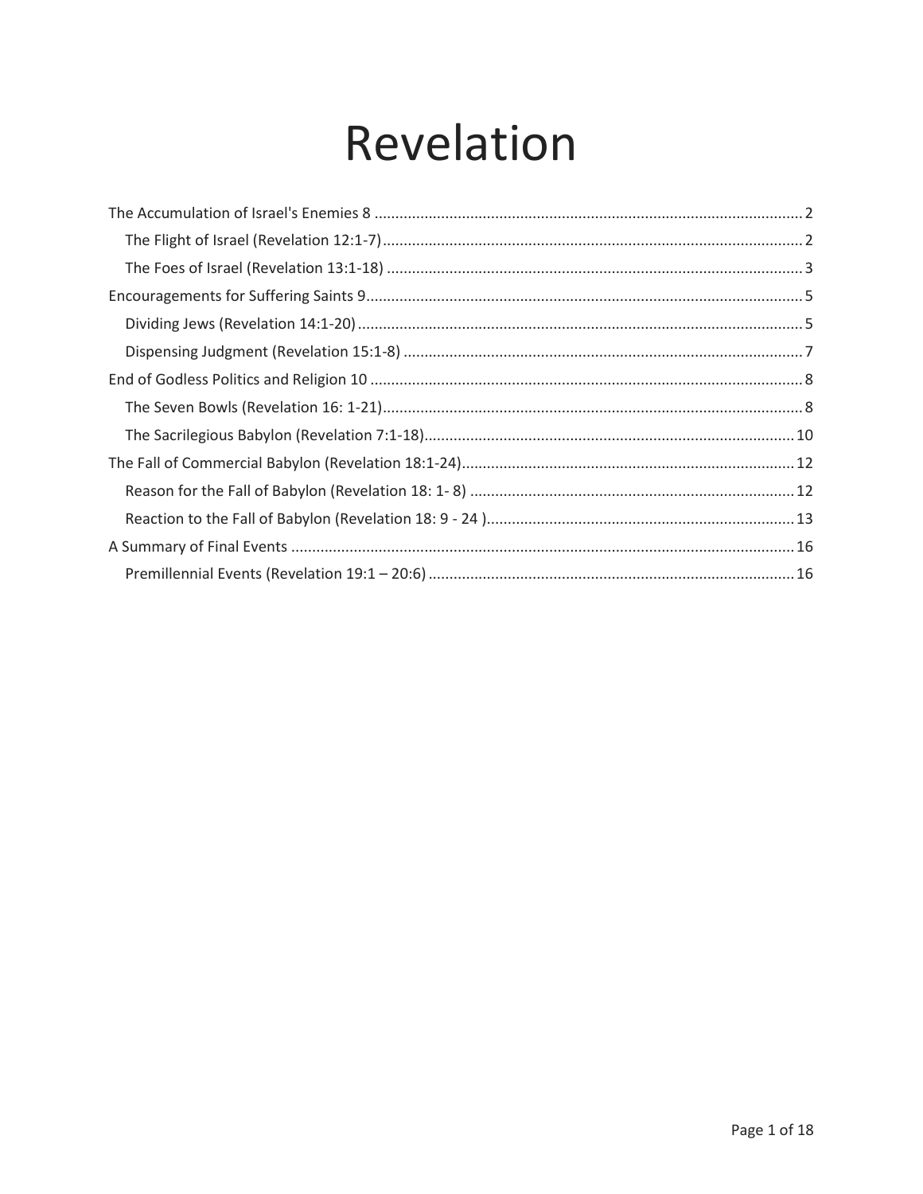# Revelation

- The Accumulation of Israel's Enemies 8 .......... 2
  - The Flight of Israel (Revelation 12:1-7) .......... 2
  - The Foes of Israel (Revelation 13:1-18) .......... 3
- Encouragements for Suffering Saints 9 .......... 5
  - Dividing Jews (Revelation 14:1-20) .......... 5
  - Dispensing Judgment (Revelation 15:1-8) .......... 7
- End of Godless Politics and Religion 10 .......... 8
  - The Seven Bowls (Revelation 16: 1-21) .......... 8
  - The Sacrilegious Babylon (Revelation 7:1-18) .......... 10
- The Fall of Commercial Babylon (Revelation 18:1-24) .......... 12
  - Reason for the Fall of Babylon (Revelation 18: 1- 8) .......... 12
  - Reaction to the Fall of Babylon (Revelation 18: 9 - 24 ) .......... 13
- A Summary of Final Events .......... 16
  - Premillennial Events (Revelation 19:1 – 20:6) .......... 16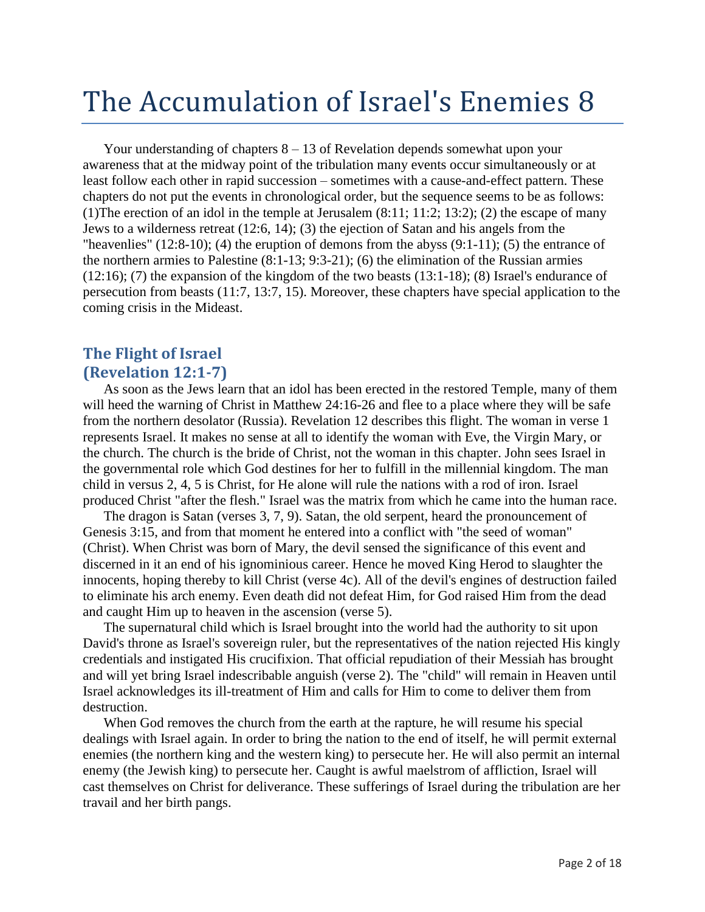# The Accumulation of Israel's Enemies 8

Your understanding of chapters 8 – 13 of Revelation depends somewhat upon your awareness that at the midway point of the tribulation many events occur simultaneously or at least follow each other in rapid succession – sometimes with a cause-and-effect pattern. These chapters do not put the events in chronological order, but the sequence seems to be as follows: (1)The erection of an idol in the temple at Jerusalem (8:11; 11:2; 13:2); (2) the escape of many Jews to a wilderness retreat (12:6, 14); (3) the ejection of Satan and his angels from the "heavenlies" (12:8-10); (4) the eruption of demons from the abyss (9:1-11); (5) the entrance of the northern armies to Palestine (8:1-13; 9:3-21); (6) the elimination of the Russian armies (12:16); (7) the expansion of the kingdom of the two beasts (13:1-18); (8) Israel's endurance of persecution from beasts (11:7, 13:7, 15). Moreover, these chapters have special application to the coming crisis in the Mideast.

## The Flight of Israel (Revelation 12:1-7)

As soon as the Jews learn that an idol has been erected in the restored Temple, many of them will heed the warning of Christ in Matthew 24:16-26 and flee to a place where they will be safe from the northern desolator (Russia). Revelation 12 describes this flight. The woman in verse 1 represents Israel. It makes no sense at all to identify the woman with Eve, the Virgin Mary, or the church. The church is the bride of Christ, not the woman in this chapter. John sees Israel in the governmental role which God destines for her to fulfill in the millennial kingdom. The man child in versus 2, 4, 5 is Christ, for He alone will rule the nations with a rod of iron. Israel produced Christ "after the flesh." Israel was the matrix from which he came into the human race.

The dragon is Satan (verses 3, 7, 9). Satan, the old serpent, heard the pronouncement of Genesis 3:15, and from that moment he entered into a conflict with "the seed of woman" (Christ). When Christ was born of Mary, the devil sensed the significance of this event and discerned in it an end of his ignominious career. Hence he moved King Herod to slaughter the innocents, hoping thereby to kill Christ (verse 4c). All of the devil's engines of destruction failed to eliminate his arch enemy. Even death did not defeat Him, for God raised Him from the dead and caught Him up to heaven in the ascension (verse 5).

The supernatural child which is Israel brought into the world had the authority to sit upon David's throne as Israel's sovereign ruler, but the representatives of the nation rejected His kingly credentials and instigated His crucifixion. That official repudiation of their Messiah has brought and will yet bring Israel indescribable anguish (verse 2). The "child" will remain in Heaven until Israel acknowledges its ill-treatment of Him and calls for Him to come to deliver them from destruction.

When God removes the church from the earth at the rapture, he will resume his special dealings with Israel again. In order to bring the nation to the end of itself, he will permit external enemies (the northern king and the western king) to persecute her. He will also permit an internal enemy (the Jewish king) to persecute her. Caught is awful maelstrom of affliction, Israel will cast themselves on Christ for deliverance. These sufferings of Israel during the tribulation are her travail and her birth pangs.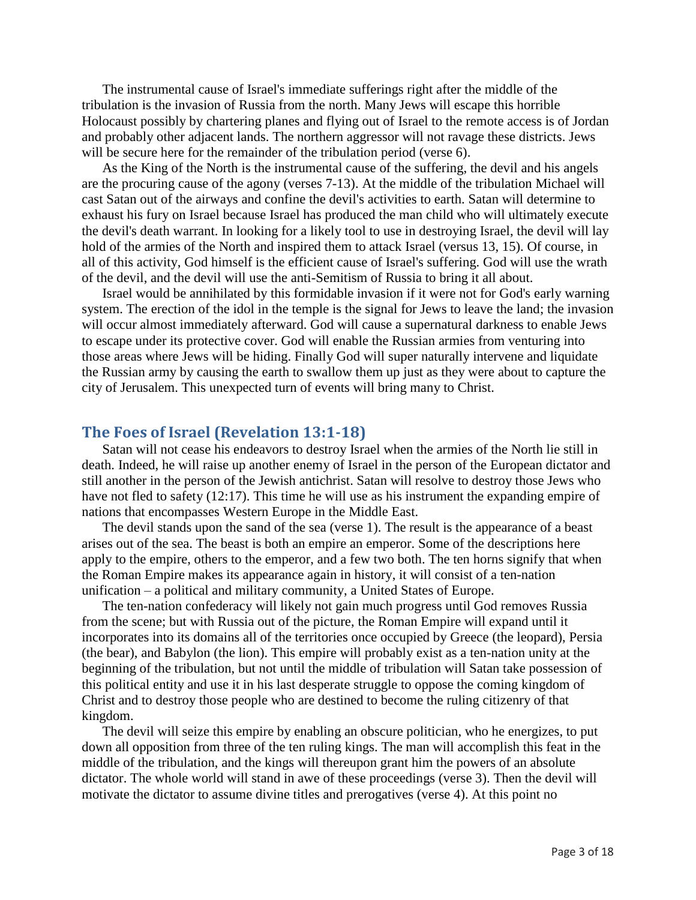The instrumental cause of Israel's immediate sufferings right after the middle of the tribulation is the invasion of Russia from the north. Many Jews will escape this horrible Holocaust possibly by chartering planes and flying out of Israel to the remote access is of Jordan and probably other adjacent lands. The northern aggressor will not ravage these districts. Jews will be secure here for the remainder of the tribulation period (verse 6).

As the King of the North is the instrumental cause of the suffering, the devil and his angels are the procuring cause of the agony (verses 7-13). At the middle of the tribulation Michael will cast Satan out of the airways and confine the devil's activities to earth. Satan will determine to exhaust his fury on Israel because Israel has produced the man child who will ultimately execute the devil's death warrant. In looking for a likely tool to use in destroying Israel, the devil will lay hold of the armies of the North and inspired them to attack Israel (versus 13, 15). Of course, in all of this activity, God himself is the efficient cause of Israel's suffering. God will use the wrath of the devil, and the devil will use the anti-Semitism of Russia to bring it all about.

Israel would be annihilated by this formidable invasion if it were not for God's early warning system. The erection of the idol in the temple is the signal for Jews to leave the land; the invasion will occur almost immediately afterward. God will cause a supernatural darkness to enable Jews to escape under its protective cover. God will enable the Russian armies from venturing into those areas where Jews will be hiding. Finally God will super naturally intervene and liquidate the Russian army by causing the earth to swallow them up just as they were about to capture the city of Jerusalem. This unexpected turn of events will bring many to Christ.

## The Foes of Israel (Revelation 13:1-18)

Satan will not cease his endeavors to destroy Israel when the armies of the North lie still in death. Indeed, he will raise up another enemy of Israel in the person of the European dictator and still another in the person of the Jewish antichrist. Satan will resolve to destroy those Jews who have not fled to safety (12:17). This time he will use as his instrument the expanding empire of nations that encompasses Western Europe in the Middle East.

The devil stands upon the sand of the sea (verse 1). The result is the appearance of a beast arises out of the sea. The beast is both an empire an emperor. Some of the descriptions here apply to the empire, others to the emperor, and a few two both. The ten horns signify that when the Roman Empire makes its appearance again in history, it will consist of a ten-nation unification – a political and military community, a United States of Europe.

The ten-nation confederacy will likely not gain much progress until God removes Russia from the scene; but with Russia out of the picture, the Roman Empire will expand until it incorporates into its domains all of the territories once occupied by Greece (the leopard), Persia (the bear), and Babylon (the lion). This empire will probably exist as a ten-nation unity at the beginning of the tribulation, but not until the middle of tribulation will Satan take possession of this political entity and use it in his last desperate struggle to oppose the coming kingdom of Christ and to destroy those people who are destined to become the ruling citizenry of that kingdom.

The devil will seize this empire by enabling an obscure politician, who he energizes, to put down all opposition from three of the ten ruling kings. The man will accomplish this feat in the middle of the tribulation, and the kings will thereupon grant him the powers of an absolute dictator. The whole world will stand in awe of these proceedings (verse 3). Then the devil will motivate the dictator to assume divine titles and prerogatives (verse 4). At this point no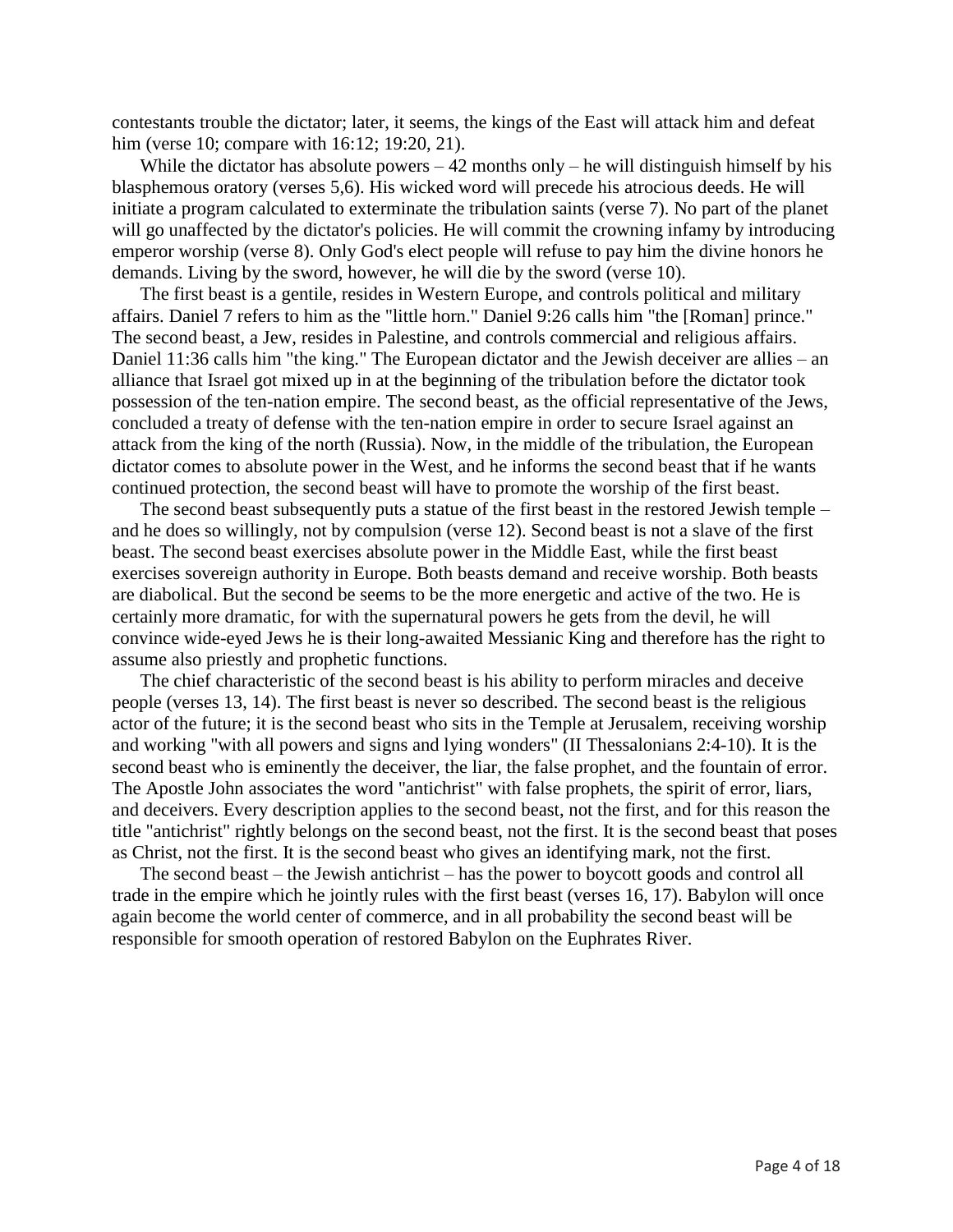contestants trouble the dictator; later, it seems, the kings of the East will attack him and defeat him (verse 10; compare with 16:12; 19:20, 21).

While the dictator has absolute powers – 42 months only – he will distinguish himself by his blasphemous oratory (verses 5,6). His wicked word will precede his atrocious deeds. He will initiate a program calculated to exterminate the tribulation saints (verse 7). No part of the planet will go unaffected by the dictator's policies. He will commit the crowning infamy by introducing emperor worship (verse 8). Only God's elect people will refuse to pay him the divine honors he demands. Living by the sword, however, he will die by the sword (verse 10).

The first beast is a gentile, resides in Western Europe, and controls political and military affairs. Daniel 7 refers to him as the "little horn." Daniel 9:26 calls him "the [Roman] prince." The second beast, a Jew, resides in Palestine, and controls commercial and religious affairs. Daniel 11:36 calls him "the king." The European dictator and the Jewish deceiver are allies – an alliance that Israel got mixed up in at the beginning of the tribulation before the dictator took possession of the ten-nation empire. The second beast, as the official representative of the Jews, concluded a treaty of defense with the ten-nation empire in order to secure Israel against an attack from the king of the north (Russia). Now, in the middle of the tribulation, the European dictator comes to absolute power in the West, and he informs the second beast that if he wants continued protection, the second beast will have to promote the worship of the first beast.

The second beast subsequently puts a statue of the first beast in the restored Jewish temple – and he does so willingly, not by compulsion (verse 12). Second beast is not a slave of the first beast. The second beast exercises absolute power in the Middle East, while the first beast exercises sovereign authority in Europe. Both beasts demand and receive worship. Both beasts are diabolical. But the second be seems to be the more energetic and active of the two. He is certainly more dramatic, for with the supernatural powers he gets from the devil, he will convince wide-eyed Jews he is their long-awaited Messianic King and therefore has the right to assume also priestly and prophetic functions.

The chief characteristic of the second beast is his ability to perform miracles and deceive people (verses 13, 14). The first beast is never so described. The second beast is the religious actor of the future; it is the second beast who sits in the Temple at Jerusalem, receiving worship and working "with all powers and signs and lying wonders" (II Thessalonians 2:4-10). It is the second beast who is eminently the deceiver, the liar, the false prophet, and the fountain of error. The Apostle John associates the word "antichrist" with false prophets, the spirit of error, liars, and deceivers. Every description applies to the second beast, not the first, and for this reason the title "antichrist" rightly belongs on the second beast, not the first. It is the second beast that poses as Christ, not the first. It is the second beast who gives an identifying mark, not the first.

The second beast – the Jewish antichrist – has the power to boycott goods and control all trade in the empire which he jointly rules with the first beast (verses 16, 17). Babylon will once again become the world center of commerce, and in all probability the second beast will be responsible for smooth operation of restored Babylon on the Euphrates River.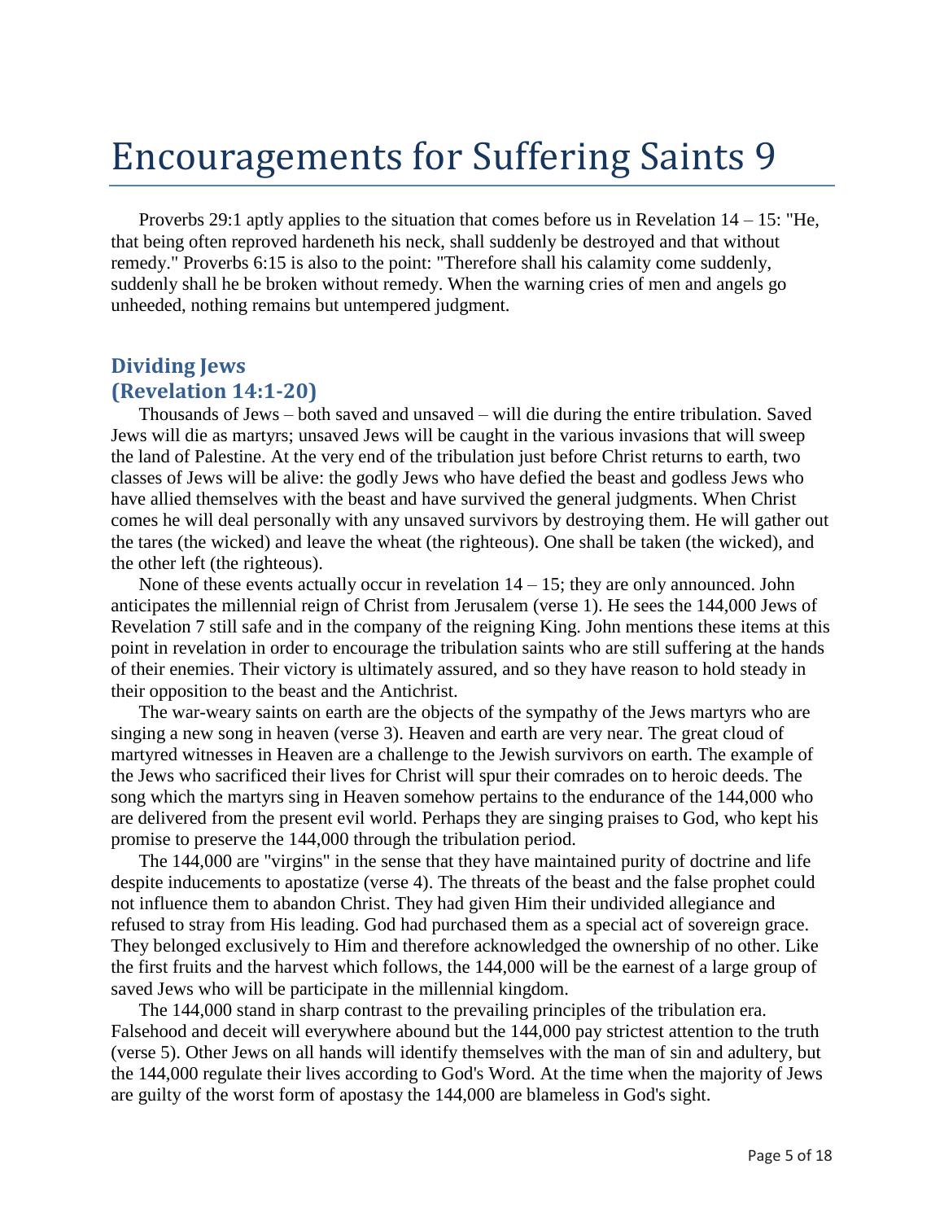# Encouragements for Suffering Saints 9

Proverbs 29:1 aptly applies to the situation that comes before us in Revelation 14 – 15: "He, that being often reproved hardeneth his neck, shall suddenly be destroyed and that without remedy." Proverbs 6:15 is also to the point: "Therefore shall his calamity come suddenly, suddenly shall he be broken without remedy. When the warning cries of men and angels go unheeded, nothing remains but untempered judgment.

## Dividing Jews (Revelation 14:1-20)

Thousands of Jews – both saved and unsaved – will die during the entire tribulation. Saved Jews will die as martyrs; unsaved Jews will be caught in the various invasions that will sweep the land of Palestine. At the very end of the tribulation just before Christ returns to earth, two classes of Jews will be alive: the godly Jews who have defied the beast and godless Jews who have allied themselves with the beast and have survived the general judgments. When Christ comes he will deal personally with any unsaved survivors by destroying them. He will gather out the tares (the wicked) and leave the wheat (the righteous). One shall be taken (the wicked), and the other left (the righteous).

None of these events actually occur in revelation 14 – 15; they are only announced. John anticipates the millennial reign of Christ from Jerusalem (verse 1). He sees the 144,000 Jews of Revelation 7 still safe and in the company of the reigning King. John mentions these items at this point in revelation in order to encourage the tribulation saints who are still suffering at the hands of their enemies. Their victory is ultimately assured, and so they have reason to hold steady in their opposition to the beast and the Antichrist.

The war-weary saints on earth are the objects of the sympathy of the Jews martyrs who are singing a new song in heaven (verse 3). Heaven and earth are very near. The great cloud of martyred witnesses in Heaven are a challenge to the Jewish survivors on earth. The example of the Jews who sacrificed their lives for Christ will spur their comrades on to heroic deeds. The song which the martyrs sing in Heaven somehow pertains to the endurance of the 144,000 who are delivered from the present evil world. Perhaps they are singing praises to God, who kept his promise to preserve the 144,000 through the tribulation period.

The 144,000 are "virgins" in the sense that they have maintained purity of doctrine and life despite inducements to apostatize (verse 4). The threats of the beast and the false prophet could not influence them to abandon Christ. They had given Him their undivided allegiance and refused to stray from His leading. God had purchased them as a special act of sovereign grace. They belonged exclusively to Him and therefore acknowledged the ownership of no other. Like the first fruits and the harvest which follows, the 144,000 will be the earnest of a large group of saved Jews who will be participate in the millennial kingdom.

The 144,000 stand in sharp contrast to the prevailing principles of the tribulation era. Falsehood and deceit will everywhere abound but the 144,000 pay strictest attention to the truth (verse 5). Other Jews on all hands will identify themselves with the man of sin and adultery, but the 144,000 regulate their lives according to God's Word. At the time when the majority of Jews are guilty of the worst form of apostasy the 144,000 are blameless in God's sight.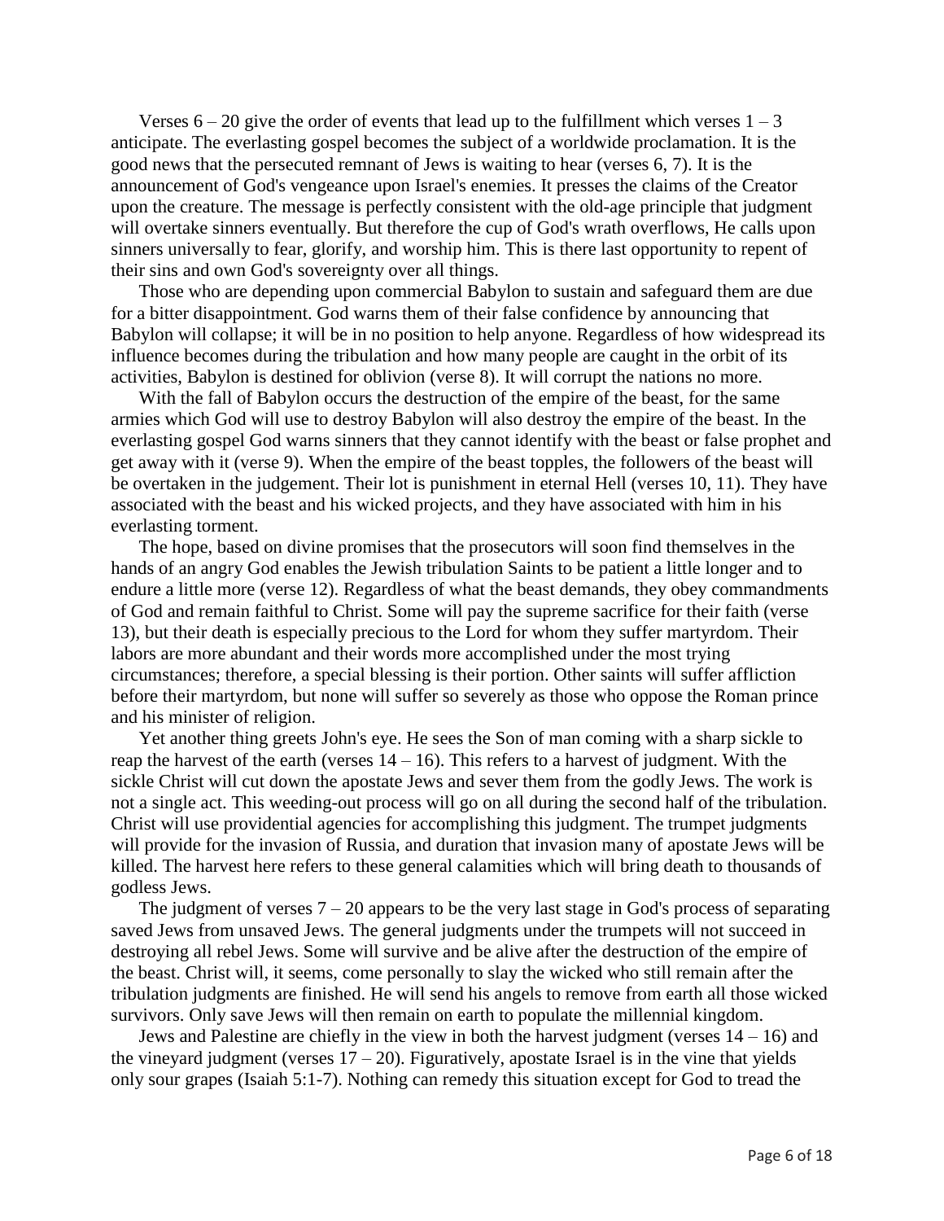Verses 6 – 20 give the order of events that lead up to the fulfillment which verses 1 – 3 anticipate. The everlasting gospel becomes the subject of a worldwide proclamation. It is the good news that the persecuted remnant of Jews is waiting to hear (verses 6, 7). It is the announcement of God's vengeance upon Israel's enemies. It presses the claims of the Creator upon the creature. The message is perfectly consistent with the old-age principle that judgment will overtake sinners eventually. But therefore the cup of God's wrath overflows, He calls upon sinners universally to fear, glorify, and worship him. This is there last opportunity to repent of their sins and own God's sovereignty over all things.

Those who are depending upon commercial Babylon to sustain and safeguard them are due for a bitter disappointment. God warns them of their false confidence by announcing that Babylon will collapse; it will be in no position to help anyone. Regardless of how widespread its influence becomes during the tribulation and how many people are caught in the orbit of its activities, Babylon is destined for oblivion (verse 8). It will corrupt the nations no more.

With the fall of Babylon occurs the destruction of the empire of the beast, for the same armies which God will use to destroy Babylon will also destroy the empire of the beast. In the everlasting gospel God warns sinners that they cannot identify with the beast or false prophet and get away with it (verse 9). When the empire of the beast topples, the followers of the beast will be overtaken in the judgement. Their lot is punishment in eternal Hell (verses 10, 11). They have associated with the beast and his wicked projects, and they have associated with him in his everlasting torment.

The hope, based on divine promises that the prosecutors will soon find themselves in the hands of an angry God enables the Jewish tribulation Saints to be patient a little longer and to endure a little more (verse 12). Regardless of what the beast demands, they obey commandments of God and remain faithful to Christ. Some will pay the supreme sacrifice for their faith (verse 13), but their death is especially precious to the Lord for whom they suffer martyrdom. Their labors are more abundant and their words more accomplished under the most trying circumstances; therefore, a special blessing is their portion. Other saints will suffer affliction before their martyrdom, but none will suffer so severely as those who oppose the Roman prince and his minister of religion.

Yet another thing greets John's eye. He sees the Son of man coming with a sharp sickle to reap the harvest of the earth (verses 14 – 16). This refers to a harvest of judgment. With the sickle Christ will cut down the apostate Jews and sever them from the godly Jews. The work is not a single act. This weeding-out process will go on all during the second half of the tribulation. Christ will use providential agencies for accomplishing this judgment. The trumpet judgments will provide for the invasion of Russia, and duration that invasion many of apostate Jews will be killed. The harvest here refers to these general calamities which will bring death to thousands of godless Jews.

The judgment of verses 7 – 20 appears to be the very last stage in God's process of separating saved Jews from unsaved Jews. The general judgments under the trumpets will not succeed in destroying all rebel Jews. Some will survive and be alive after the destruction of the empire of the beast. Christ will, it seems, come personally to slay the wicked who still remain after the tribulation judgments are finished. He will send his angels to remove from earth all those wicked survivors. Only save Jews will then remain on earth to populate the millennial kingdom.

Jews and Palestine are chiefly in the view in both the harvest judgment (verses 14 – 16) and the vineyard judgment (verses 17 – 20). Figuratively, apostate Israel is in the vine that yields only sour grapes (Isaiah 5:1-7). Nothing can remedy this situation except for God to tread the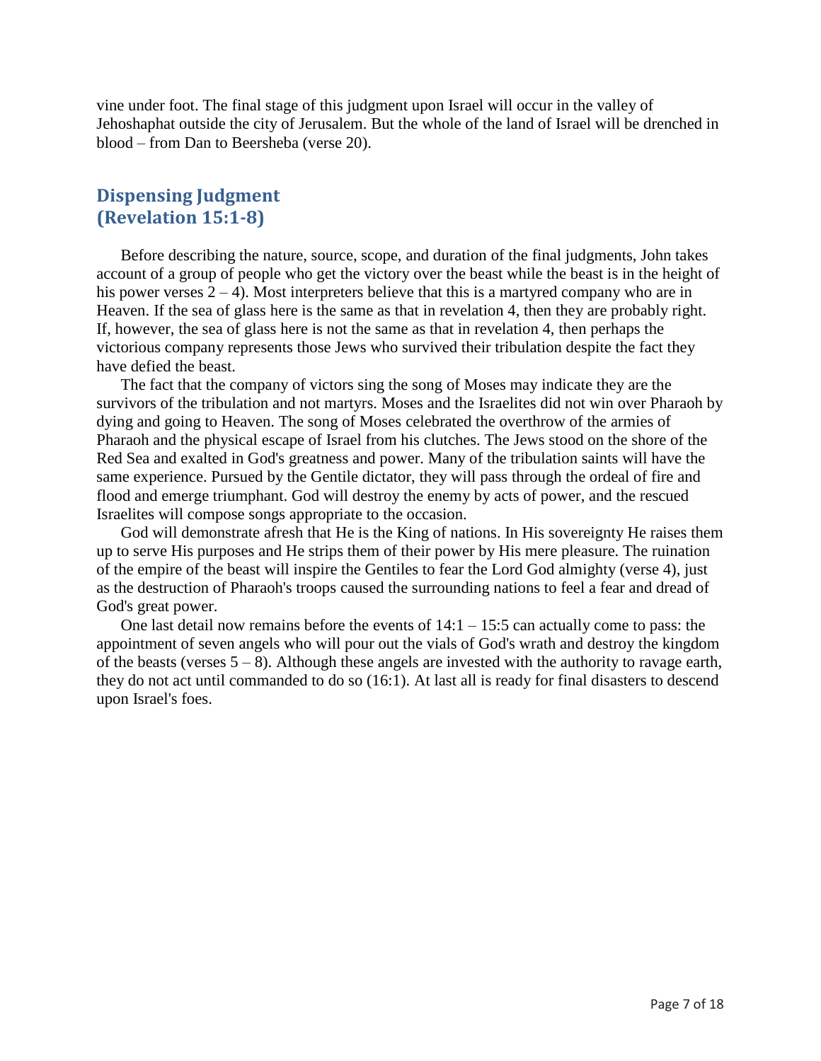vine under foot. The final stage of this judgment upon Israel will occur in the valley of Jehoshaphat outside the city of Jerusalem. But the whole of the land of Israel will be drenched in blood – from Dan to Beersheba (verse 20).

## Dispensing Judgment (Revelation 15:1-8)

Before describing the nature, source, scope, and duration of the final judgments, John takes account of a group of people who get the victory over the beast while the beast is in the height of his power verses 2 – 4). Most interpreters believe that this is a martyred company who are in Heaven. If the sea of glass here is the same as that in revelation 4, then they are probably right. If, however, the sea of glass here is not the same as that in revelation 4, then perhaps the victorious company represents those Jews who survived their tribulation despite the fact they have defied the beast.

The fact that the company of victors sing the song of Moses may indicate they are the survivors of the tribulation and not martyrs. Moses and the Israelites did not win over Pharaoh by dying and going to Heaven. The song of Moses celebrated the overthrow of the armies of Pharaoh and the physical escape of Israel from his clutches. The Jews stood on the shore of the Red Sea and exalted in God's greatness and power. Many of the tribulation saints will have the same experience. Pursued by the Gentile dictator, they will pass through the ordeal of fire and flood and emerge triumphant. God will destroy the enemy by acts of power, and the rescued Israelites will compose songs appropriate to the occasion.

God will demonstrate afresh that He is the King of nations. In His sovereignty He raises them up to serve His purposes and He strips them of their power by His mere pleasure. The ruination of the empire of the beast will inspire the Gentiles to fear the Lord God almighty (verse 4), just as the destruction of Pharaoh's troops caused the surrounding nations to feel a fear and dread of God's great power.

One last detail now remains before the events of 14:1 – 15:5 can actually come to pass: the appointment of seven angels who will pour out the vials of God's wrath and destroy the kingdom of the beasts (verses 5 – 8). Although these angels are invested with the authority to ravage earth, they do not act until commanded to do so (16:1). At last all is ready for final disasters to descend upon Israel's foes.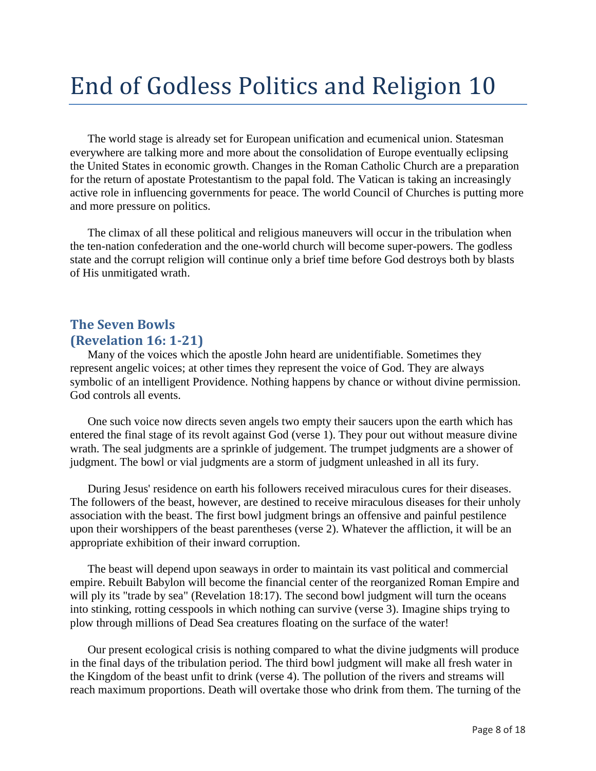# End of Godless Politics and Religion 10

The world stage is already set for European unification and ecumenical union. Statesman everywhere are talking more and more about the consolidation of Europe eventually eclipsing the United States in economic growth. Changes in the Roman Catholic Church are a preparation for the return of apostate Protestantism to the papal fold. The Vatican is taking an increasingly active role in influencing governments for peace. The world Council of Churches is putting more and more pressure on politics.

The climax of all these political and religious maneuvers will occur in the tribulation when the ten-nation confederation and the one-world church will become super-powers. The godless state and the corrupt religion will continue only a brief time before God destroys both by blasts of His unmitigated wrath.

## The Seven Bowls (Revelation 16: 1-21)

Many of the voices which the apostle John heard are unidentifiable. Sometimes they represent angelic voices; at other times they represent the voice of God. They are always symbolic of an intelligent Providence. Nothing happens by chance or without divine permission. God controls all events.

One such voice now directs seven angels two empty their saucers upon the earth which has entered the final stage of its revolt against God (verse 1). They pour out without measure divine wrath. The seal judgments are a sprinkle of judgement. The trumpet judgments are a shower of judgment. The bowl or vial judgments are a storm of judgment unleashed in all its fury.

During Jesus' residence on earth his followers received miraculous cures for their diseases. The followers of the beast, however, are destined to receive miraculous diseases for their unholy association with the beast. The first bowl judgment brings an offensive and painful pestilence upon their worshippers of the beast parentheses (verse 2). Whatever the affliction, it will be an appropriate exhibition of their inward corruption.

The beast will depend upon seaways in order to maintain its vast political and commercial empire. Rebuilt Babylon will become the financial center of the reorganized Roman Empire and will ply its "trade by sea" (Revelation 18:17). The second bowl judgment will turn the oceans into stinking, rotting cesspools in which nothing can survive (verse 3). Imagine ships trying to plow through millions of Dead Sea creatures floating on the surface of the water!

Our present ecological crisis is nothing compared to what the divine judgments will produce in the final days of the tribulation period. The third bowl judgment will make all fresh water in the Kingdom of the beast unfit to drink (verse 4). The pollution of the rivers and streams will reach maximum proportions. Death will overtake those who drink from them. The turning of the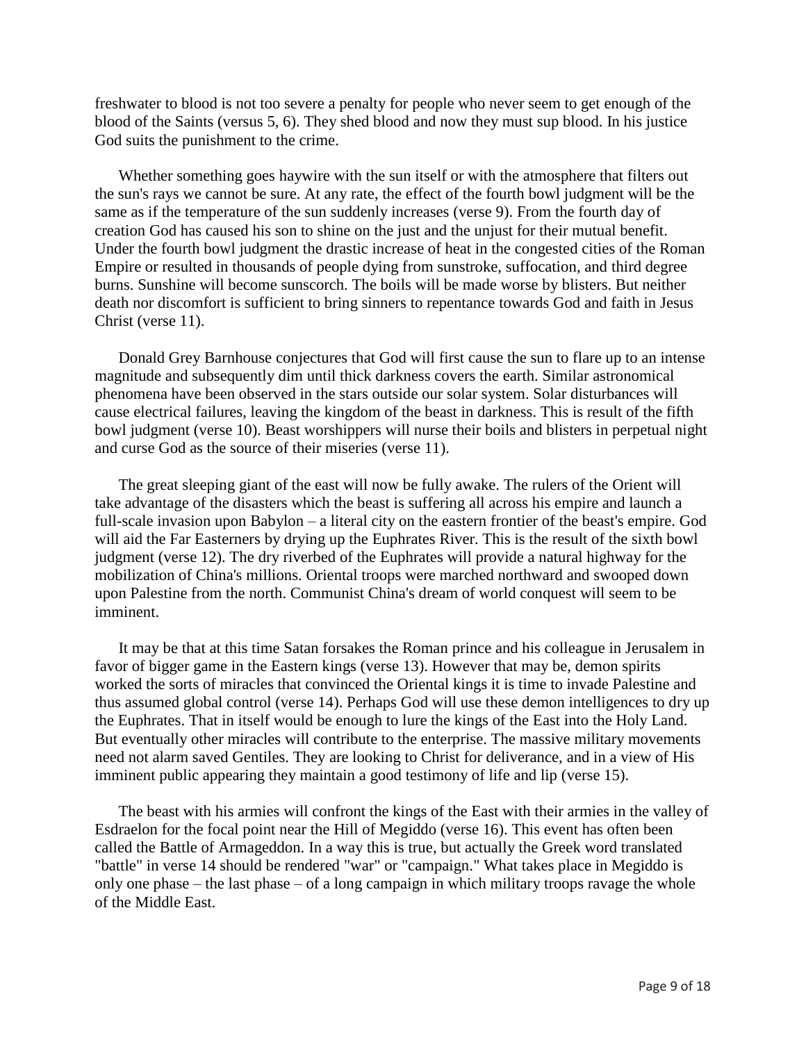freshwater to blood is not too severe a penalty for people who never seem to get enough of the blood of the Saints (versus 5, 6). They shed blood and now they must sup blood. In his justice God suits the punishment to the crime.

Whether something goes haywire with the sun itself or with the atmosphere that filters out the sun's rays we cannot be sure. At any rate, the effect of the fourth bowl judgment will be the same as if the temperature of the sun suddenly increases (verse 9). From the fourth day of creation God has caused his son to shine on the just and the unjust for their mutual benefit. Under the fourth bowl judgment the drastic increase of heat in the congested cities of the Roman Empire or resulted in thousands of people dying from sunstroke, suffocation, and third degree burns. Sunshine will become sunscorch. The boils will be made worse by blisters. But neither death nor discomfort is sufficient to bring sinners to repentance towards God and faith in Jesus Christ (verse 11).

Donald Grey Barnhouse conjectures that God will first cause the sun to flare up to an intense magnitude and subsequently dim until thick darkness covers the earth. Similar astronomical phenomena have been observed in the stars outside our solar system. Solar disturbances will cause electrical failures, leaving the kingdom of the beast in darkness. This is result of the fifth bowl judgment (verse 10). Beast worshippers will nurse their boils and blisters in perpetual night and curse God as the source of their miseries (verse 11).

The great sleeping giant of the east will now be fully awake. The rulers of the Orient will take advantage of the disasters which the beast is suffering all across his empire and launch a full-scale invasion upon Babylon – a literal city on the eastern frontier of the beast's empire. God will aid the Far Easterners by drying up the Euphrates River. This is the result of the sixth bowl judgment (verse 12). The dry riverbed of the Euphrates will provide a natural highway for the mobilization of China's millions. Oriental troops were marched northward and swooped down upon Palestine from the north. Communist China's dream of world conquest will seem to be imminent.

It may be that at this time Satan forsakes the Roman prince and his colleague in Jerusalem in favor of bigger game in the Eastern kings (verse 13). However that may be, demon spirits worked the sorts of miracles that convinced the Oriental kings it is time to invade Palestine and thus assumed global control (verse 14). Perhaps God will use these demon intelligences to dry up the Euphrates. That in itself would be enough to lure the kings of the East into the Holy Land. But eventually other miracles will contribute to the enterprise. The massive military movements need not alarm saved Gentiles. They are looking to Christ for deliverance, and in a view of His imminent public appearing they maintain a good testimony of life and lip (verse 15).

The beast with his armies will confront the kings of the East with their armies in the valley of Esdraelon for the focal point near the Hill of Megiddo (verse 16). This event has often been called the Battle of Armageddon. In a way this is true, but actually the Greek word translated "battle" in verse 14 should be rendered "war" or "campaign." What takes place in Megiddo is only one phase – the last phase – of a long campaign in which military troops ravage the whole of the Middle East.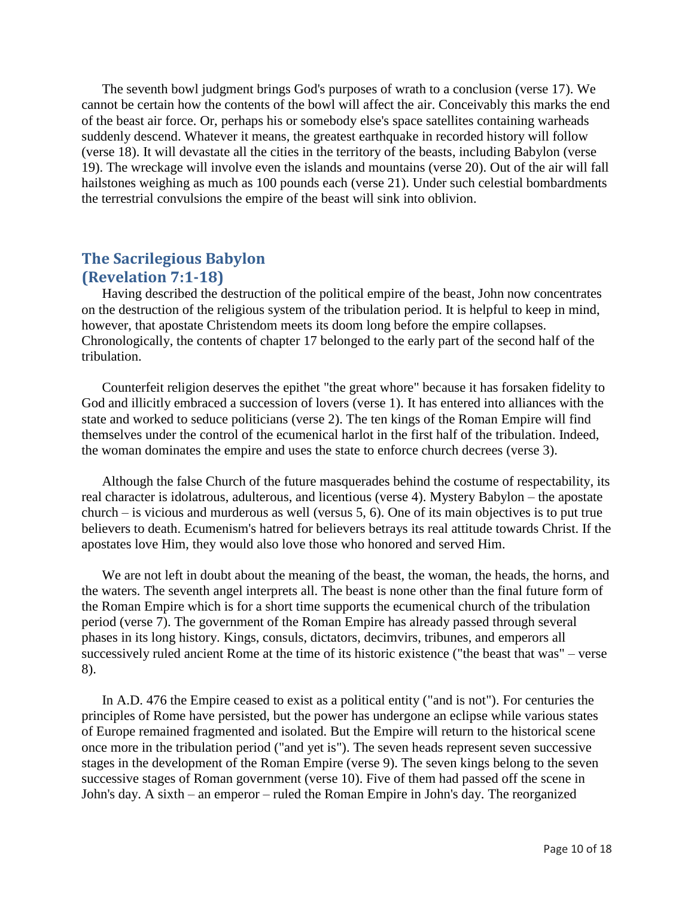The seventh bowl judgment brings God's purposes of wrath to a conclusion (verse 17). We cannot be certain how the contents of the bowl will affect the air. Conceivably this marks the end of the beast air force. Or, perhaps his or somebody else's space satellites containing warheads suddenly descend. Whatever it means, the greatest earthquake in recorded history will follow (verse 18). It will devastate all the cities in the territory of the beasts, including Babylon (verse 19). The wreckage will involve even the islands and mountains (verse 20). Out of the air will fall hailstones weighing as much as 100 pounds each (verse 21). Under such celestial bombardments the terrestrial convulsions the empire of the beast will sink into oblivion.

## The Sacrilegious Babylon
## (Revelation 7:1-18)

Having described the destruction of the political empire of the beast, John now concentrates on the destruction of the religious system of the tribulation period. It is helpful to keep in mind, however, that apostate Christendom meets its doom long before the empire collapses. Chronologically, the contents of chapter 17 belonged to the early part of the second half of the tribulation.

Counterfeit religion deserves the epithet "the great whore" because it has forsaken fidelity to God and illicitly embraced a succession of lovers (verse 1). It has entered into alliances with the state and worked to seduce politicians (verse 2). The ten kings of the Roman Empire will find themselves under the control of the ecumenical harlot in the first half of the tribulation. Indeed, the woman dominates the empire and uses the state to enforce church decrees (verse 3).

Although the false Church of the future masquerades behind the costume of respectability, its real character is idolatrous, adulterous, and licentious (verse 4). Mystery Babylon – the apostate church – is vicious and murderous as well (versus 5, 6). One of its main objectives is to put true believers to death. Ecumenism's hatred for believers betrays its real attitude towards Christ. If the apostates love Him, they would also love those who honored and served Him.

We are not left in doubt about the meaning of the beast, the woman, the heads, the horns, and the waters. The seventh angel interprets all. The beast is none other than the final future form of the Roman Empire which is for a short time supports the ecumenical church of the tribulation period (verse 7). The government of the Roman Empire has already passed through several phases in its long history. Kings, consuls, dictators, decimvirs, tribunes, and emperors all successively ruled ancient Rome at the time of its historic existence ("the beast that was" – verse 8).

In A.D. 476 the Empire ceased to exist as a political entity ("and is not"). For centuries the principles of Rome have persisted, but the power has undergone an eclipse while various states of Europe remained fragmented and isolated. But the Empire will return to the historical scene once more in the tribulation period ("and yet is"). The seven heads represent seven successive stages in the development of the Roman Empire (verse 9). The seven kings belong to the seven successive stages of Roman government (verse 10). Five of them had passed off the scene in John's day. A sixth – an emperor – ruled the Roman Empire in John's day. The reorganized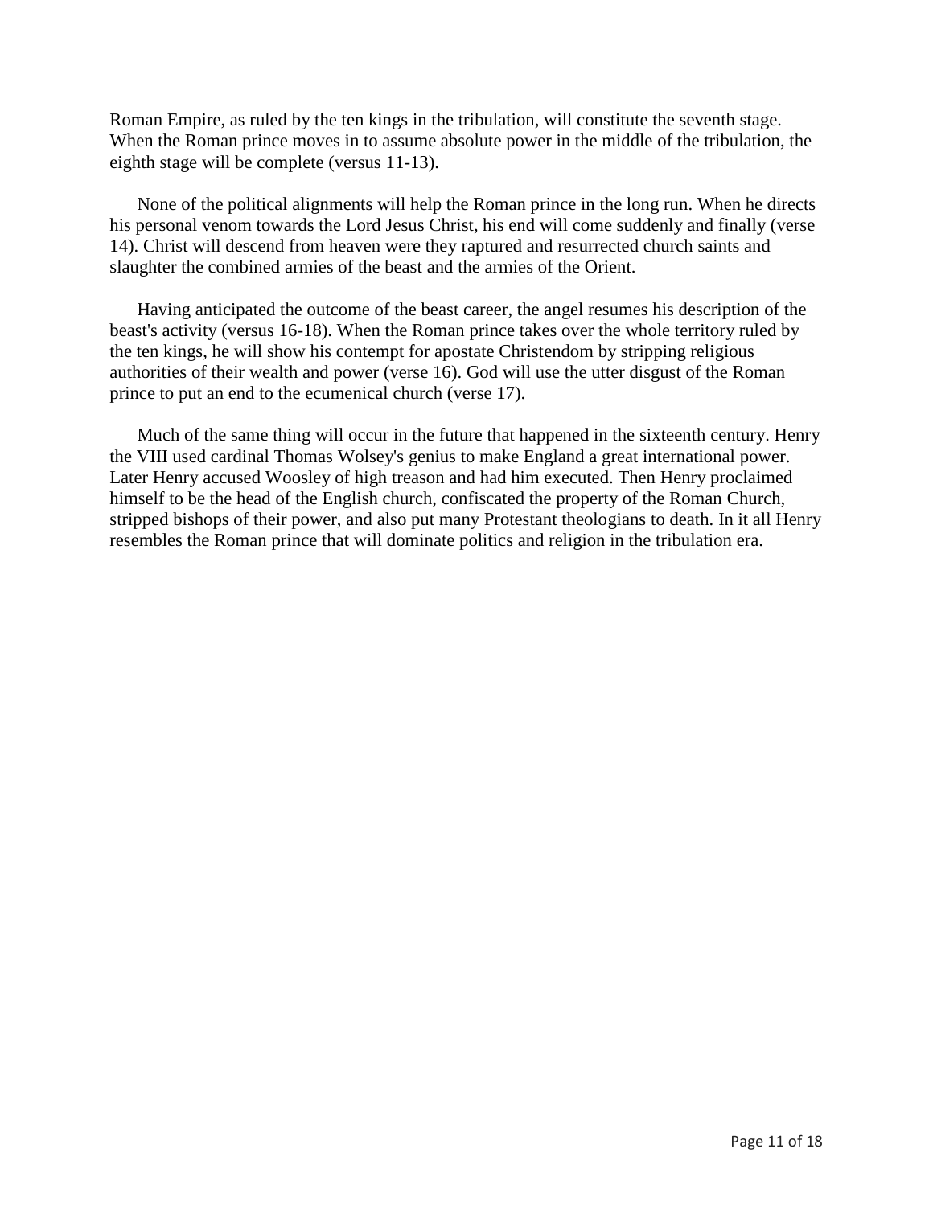Roman Empire, as ruled by the ten kings in the tribulation, will constitute the seventh stage. When the Roman prince moves in to assume absolute power in the middle of the tribulation, the eighth stage will be complete (versus 11-13).

None of the political alignments will help the Roman prince in the long run. When he directs his personal venom towards the Lord Jesus Christ, his end will come suddenly and finally (verse 14). Christ will descend from heaven were they raptured and resurrected church saints and slaughter the combined armies of the beast and the armies of the Orient.

Having anticipated the outcome of the beast career, the angel resumes his description of the beast's activity (versus 16-18). When the Roman prince takes over the whole territory ruled by the ten kings, he will show his contempt for apostate Christendom by stripping religious authorities of their wealth and power (verse 16). God will use the utter disgust of the Roman prince to put an end to the ecumenical church (verse 17).

Much of the same thing will occur in the future that happened in the sixteenth century. Henry the VIII used cardinal Thomas Wolsey's genius to make England a great international power. Later Henry accused Woosley of high treason and had him executed. Then Henry proclaimed himself to be the head of the English church, confiscated the property of the Roman Church, stripped bishops of their power, and also put many Protestant theologians to death. In it all Henry resembles the Roman prince that will dominate politics and religion in the tribulation era.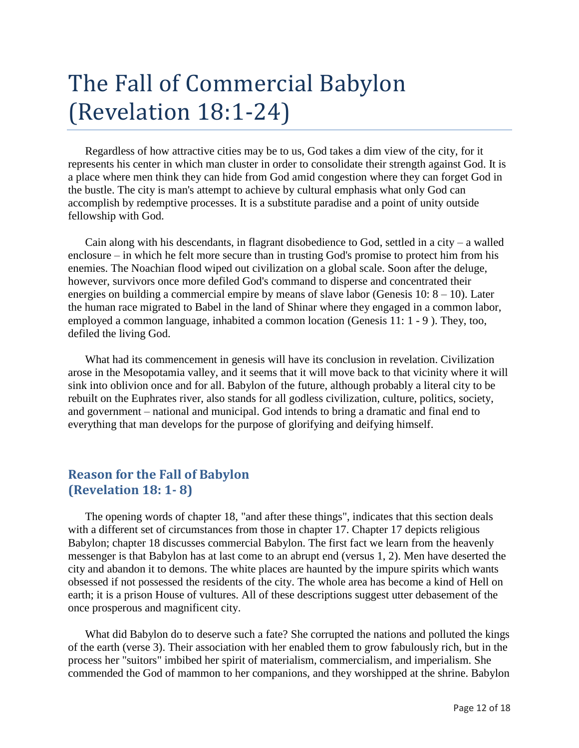# The Fall of Commercial Babylon (Revelation 18:1-24)

Regardless of how attractive cities may be to us, God takes a dim view of the city, for it represents his center in which man cluster in order to consolidate their strength against God. It is a place where men think they can hide from God amid congestion where they can forget God in the bustle. The city is man's attempt to achieve by cultural emphasis what only God can accomplish by redemptive processes. It is a substitute paradise and a point of unity outside fellowship with God.

Cain along with his descendants, in flagrant disobedience to God, settled in a city – a walled enclosure – in which he felt more secure than in trusting God's promise to protect him from his enemies. The Noachian flood wiped out civilization on a global scale. Soon after the deluge, however, survivors once more defiled God's command to disperse and concentrated their energies on building a commercial empire by means of slave labor (Genesis 10: 8 – 10). Later the human race migrated to Babel in the land of Shinar where they engaged in a common labor, employed a common language, inhabited a common location (Genesis 11: 1 - 9 ). They, too, defiled the living God.

What had its commencement in genesis will have its conclusion in revelation. Civilization arose in the Mesopotamia valley, and it seems that it will move back to that vicinity where it will sink into oblivion once and for all. Babylon of the future, although probably a literal city to be rebuilt on the Euphrates river, also stands for all godless civilization, culture, politics, society, and government – national and municipal. God intends to bring a dramatic and final end to everything that man develops for the purpose of glorifying and deifying himself.

## Reason for the Fall of Babylon (Revelation 18: 1- 8)

The opening words of chapter 18, "and after these things", indicates that this section deals with a different set of circumstances from those in chapter 17. Chapter 17 depicts religious Babylon; chapter 18 discusses commercial Babylon. The first fact we learn from the heavenly messenger is that Babylon has at last come to an abrupt end (versus 1, 2). Men have deserted the city and abandon it to demons. The white places are haunted by the impure spirits which wants obsessed if not possessed the residents of the city. The whole area has become a kind of Hell on earth; it is a prison House of vultures. All of these descriptions suggest utter debasement of the once prosperous and magnificent city.

What did Babylon do to deserve such a fate? She corrupted the nations and polluted the kings of the earth (verse 3). Their association with her enabled them to grow fabulously rich, but in the process her "suitors" imbibed her spirit of materialism, commercialism, and imperialism. She commended the God of mammon to her companions, and they worshipped at the shrine. Babylon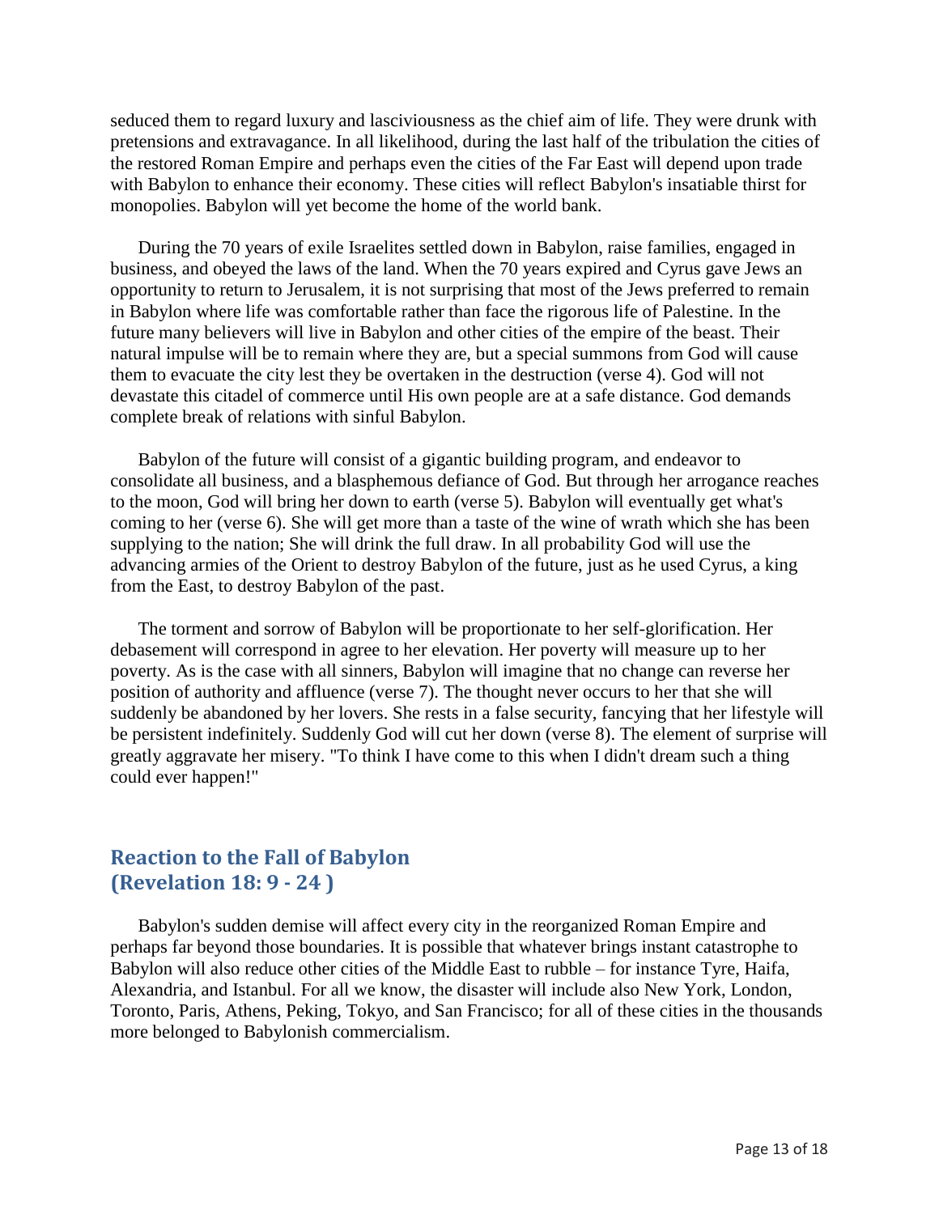seduced them to regard luxury and lasciviousness as the chief aim of life. They were drunk with pretensions and extravagance. In all likelihood, during the last half of the tribulation the cities of the restored Roman Empire and perhaps even the cities of the Far East will depend upon trade with Babylon to enhance their economy. These cities will reflect Babylon's insatiable thirst for monopolies. Babylon will yet become the home of the world bank.

During the 70 years of exile Israelites settled down in Babylon, raise families, engaged in business, and obeyed the laws of the land. When the 70 years expired and Cyrus gave Jews an opportunity to return to Jerusalem, it is not surprising that most of the Jews preferred to remain in Babylon where life was comfortable rather than face the rigorous life of Palestine. In the future many believers will live in Babylon and other cities of the empire of the beast. Their natural impulse will be to remain where they are, but a special summons from God will cause them to evacuate the city lest they be overtaken in the destruction (verse 4). God will not devastate this citadel of commerce until His own people are at a safe distance. God demands complete break of relations with sinful Babylon.

Babylon of the future will consist of a gigantic building program, and endeavor to consolidate all business, and a blasphemous defiance of God. But through her arrogance reaches to the moon, God will bring her down to earth (verse 5). Babylon will eventually get what's coming to her (verse 6). She will get more than a taste of the wine of wrath which she has been supplying to the nation; She will drink the full draw. In all probability God will use the advancing armies of the Orient to destroy Babylon of the future, just as he used Cyrus, a king from the East, to destroy Babylon of the past.

The torment and sorrow of Babylon will be proportionate to her self-glorification. Her debasement will correspond in agree to her elevation. Her poverty will measure up to her poverty. As is the case with all sinners, Babylon will imagine that no change can reverse her position of authority and affluence (verse 7). The thought never occurs to her that she will suddenly be abandoned by her lovers. She rests in a false security, fancying that her lifestyle will be persistent indefinitely. Suddenly God will cut her down (verse 8). The element of surprise will greatly aggravate her misery. "To think I have come to this when I didn't dream such a thing could ever happen!"

## Reaction to the Fall of Babylon (Revelation 18: 9 - 24 )

Babylon's sudden demise will affect every city in the reorganized Roman Empire and perhaps far beyond those boundaries. It is possible that whatever brings instant catastrophe to Babylon will also reduce other cities of the Middle East to rubble – for instance Tyre, Haifa, Alexandria, and Istanbul. For all we know, the disaster will include also New York, London, Toronto, Paris, Athens, Peking, Tokyo, and San Francisco; for all of these cities in the thousands more belonged to Babylonish commercialism.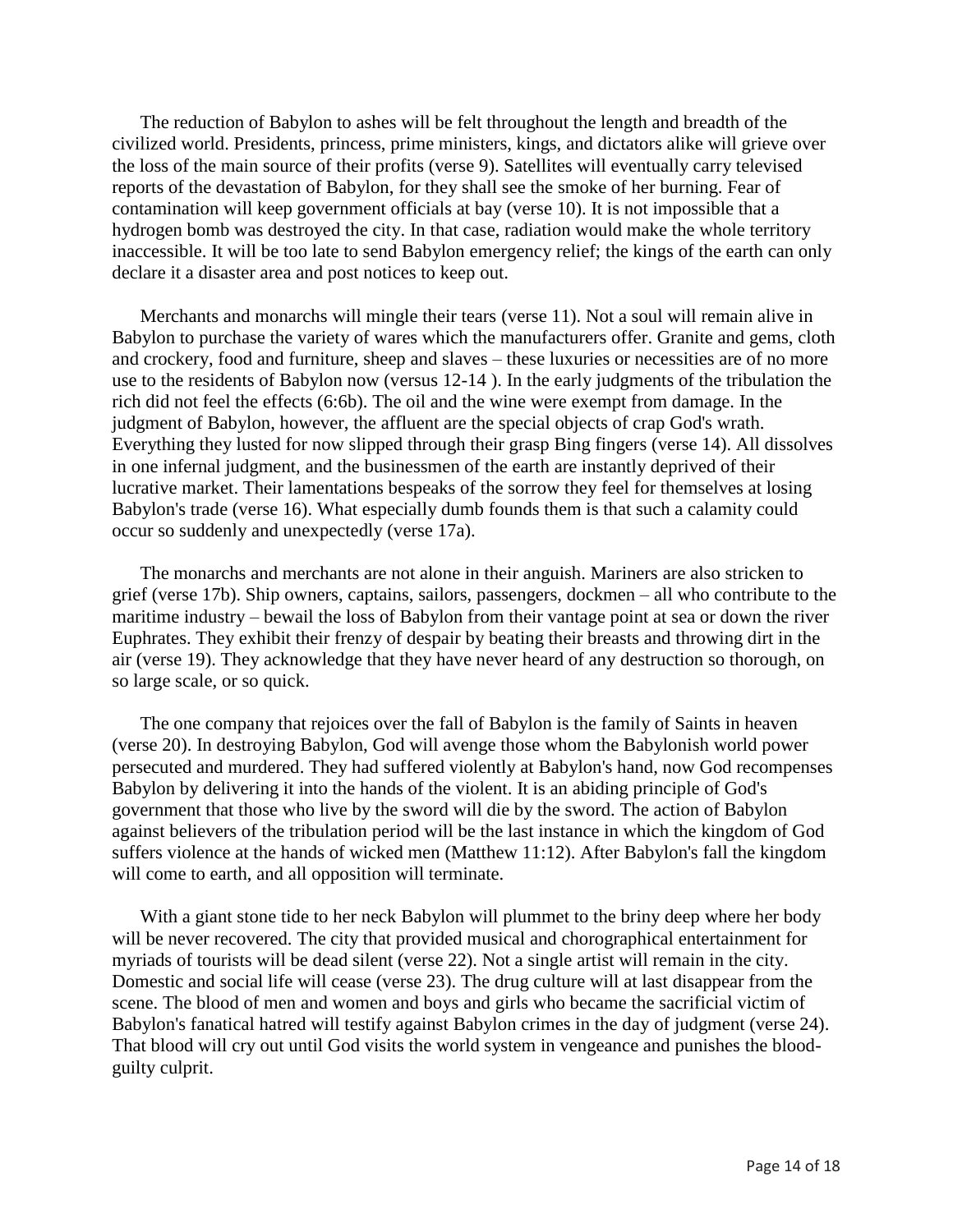The reduction of Babylon to ashes will be felt throughout the length and breadth of the civilized world. Presidents, princess, prime ministers, kings, and dictators alike will grieve over the loss of the main source of their profits (verse 9). Satellites will eventually carry televised reports of the devastation of Babylon, for they shall see the smoke of her burning. Fear of contamination will keep government officials at bay (verse 10). It is not impossible that a hydrogen bomb was destroyed the city. In that case, radiation would make the whole territory inaccessible. It will be too late to send Babylon emergency relief; the kings of the earth can only declare it a disaster area and post notices to keep out.

Merchants and monarchs will mingle their tears (verse 11). Not a soul will remain alive in Babylon to purchase the variety of wares which the manufacturers offer. Granite and gems, cloth and crockery, food and furniture, sheep and slaves – these luxuries or necessities are of no more use to the residents of Babylon now (versus 12-14 ). In the early judgments of the tribulation the rich did not feel the effects (6:6b). The oil and the wine were exempt from damage. In the judgment of Babylon, however, the affluent are the special objects of crap God's wrath. Everything they lusted for now slipped through their grasp Bing fingers (verse 14). All dissolves in one infernal judgment, and the businessmen of the earth are instantly deprived of their lucrative market. Their lamentations bespeaks of the sorrow they feel for themselves at losing Babylon's trade (verse 16). What especially dumb founds them is that such a calamity could occur so suddenly and unexpectedly (verse 17a).

The monarchs and merchants are not alone in their anguish. Mariners are also stricken to grief (verse 17b). Ship owners, captains, sailors, passengers, dockmen – all who contribute to the maritime industry – bewail the loss of Babylon from their vantage point at sea or down the river Euphrates. They exhibit their frenzy of despair by beating their breasts and throwing dirt in the air (verse 19). They acknowledge that they have never heard of any destruction so thorough, on so large scale, or so quick.

The one company that rejoices over the fall of Babylon is the family of Saints in heaven (verse 20). In destroying Babylon, God will avenge those whom the Babylonish world power persecuted and murdered. They had suffered violently at Babylon's hand, now God recompenses Babylon by delivering it into the hands of the violent. It is an abiding principle of God's government that those who live by the sword will die by the sword. The action of Babylon against believers of the tribulation period will be the last instance in which the kingdom of God suffers violence at the hands of wicked men (Matthew 11:12). After Babylon's fall the kingdom will come to earth, and all opposition will terminate.

With a giant stone tide to her neck Babylon will plummet to the briny deep where her body will be never recovered. The city that provided musical and chorographical entertainment for myriads of tourists will be dead silent (verse 22). Not a single artist will remain in the city. Domestic and social life will cease (verse 23). The drug culture will at last disappear from the scene. The blood of men and women and boys and girls who became the sacrificial victim of Babylon's fanatical hatred will testify against Babylon crimes in the day of judgment (verse 24). That blood will cry out until God visits the world system in vengeance and punishes the blood-guilty culprit.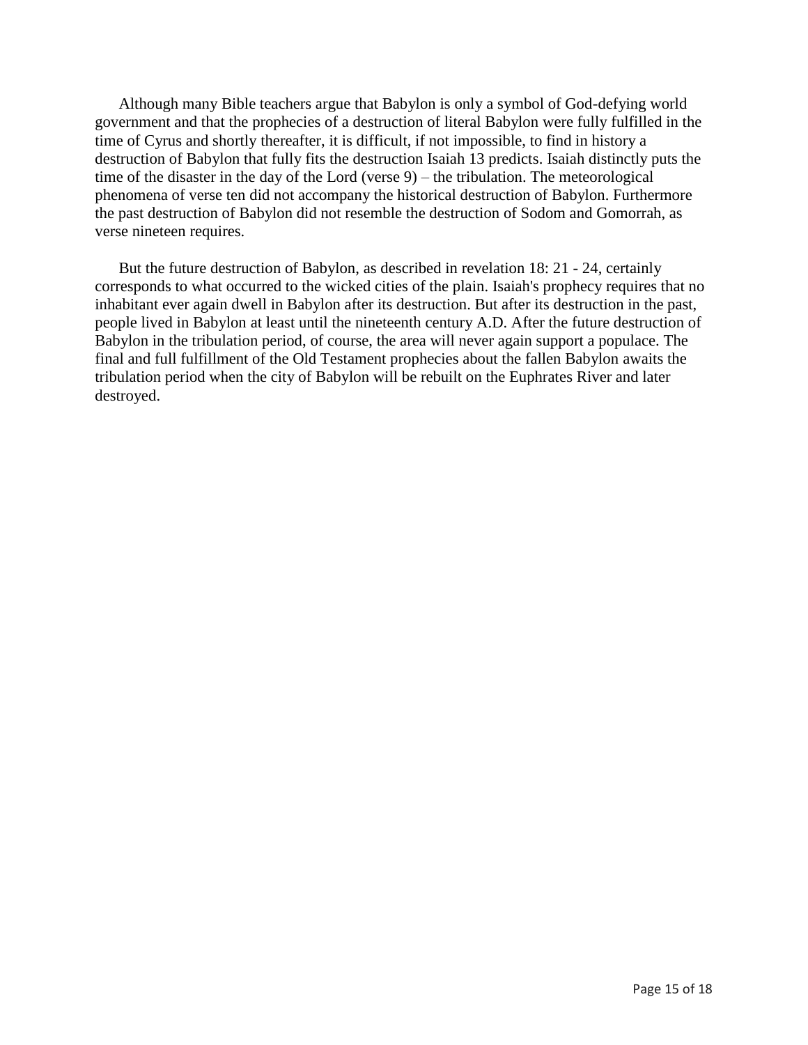Although many Bible teachers argue that Babylon is only a symbol of God-defying world government and that the prophecies of a destruction of literal Babylon were fully fulfilled in the time of Cyrus and shortly thereafter, it is difficult, if not impossible, to find in history a destruction of Babylon that fully fits the destruction Isaiah 13 predicts. Isaiah distinctly puts the time of the disaster in the day of the Lord (verse 9) – the tribulation. The meteorological phenomena of verse ten did not accompany the historical destruction of Babylon. Furthermore the past destruction of Babylon did not resemble the destruction of Sodom and Gomorrah, as verse nineteen requires.

But the future destruction of Babylon, as described in revelation 18: 21 - 24, certainly corresponds to what occurred to the wicked cities of the plain. Isaiah's prophecy requires that no inhabitant ever again dwell in Babylon after its destruction. But after its destruction in the past, people lived in Babylon at least until the nineteenth century A.D. After the future destruction of Babylon in the tribulation period, of course, the area will never again support a populace. The final and full fulfillment of the Old Testament prophecies about the fallen Babylon awaits the tribulation period when the city of Babylon will be rebuilt on the Euphrates River and later destroyed.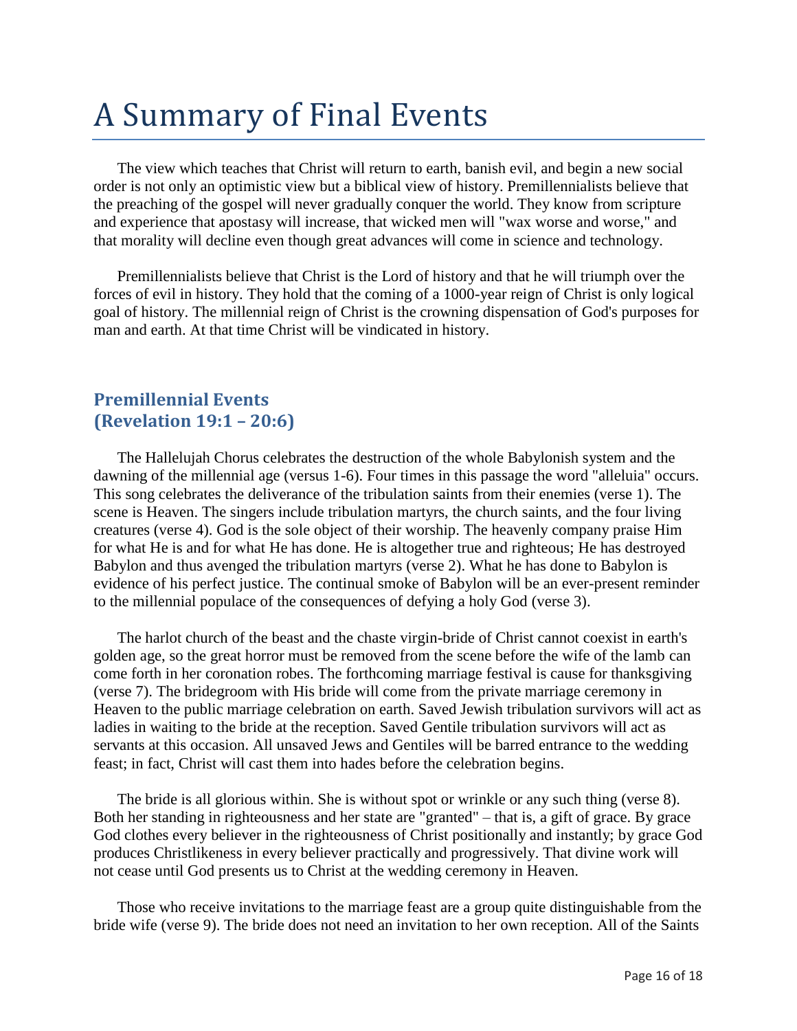# A Summary of Final Events

The view which teaches that Christ will return to earth, banish evil, and begin a new social order is not only an optimistic view but a biblical view of history. Premillennialists believe that the preaching of the gospel will never gradually conquer the world. They know from scripture and experience that apostasy will increase, that wicked men will "wax worse and worse," and that morality will decline even though great advances will come in science and technology.

Premillennialists believe that Christ is the Lord of history and that he will triumph over the forces of evil in history. They hold that the coming of a 1000-year reign of Christ is only logical goal of history. The millennial reign of Christ is the crowning dispensation of God's purposes for man and earth. At that time Christ will be vindicated in history.

## Premillennial Events (Revelation 19:1 – 20:6)

The Hallelujah Chorus celebrates the destruction of the whole Babylonish system and the dawning of the millennial age (versus 1-6). Four times in this passage the word "alleluia" occurs. This song celebrates the deliverance of the tribulation saints from their enemies (verse 1). The scene is Heaven. The singers include tribulation martyrs, the church saints, and the four living creatures (verse 4). God is the sole object of their worship. The heavenly company praise Him for what He is and for what He has done. He is altogether true and righteous; He has destroyed Babylon and thus avenged the tribulation martyrs (verse 2). What he has done to Babylon is evidence of his perfect justice. The continual smoke of Babylon will be an ever-present reminder to the millennial populace of the consequences of defying a holy God (verse 3).

The harlot church of the beast and the chaste virgin-bride of Christ cannot coexist in earth's golden age, so the great horror must be removed from the scene before the wife of the lamb can come forth in her coronation robes. The forthcoming marriage festival is cause for thanksgiving (verse 7). The bridegroom with His bride will come from the private marriage ceremony in Heaven to the public marriage celebration on earth. Saved Jewish tribulation survivors will act as ladies in waiting to the bride at the reception. Saved Gentile tribulation survivors will act as servants at this occasion. All unsaved Jews and Gentiles will be barred entrance to the wedding feast; in fact, Christ will cast them into hades before the celebration begins.

The bride is all glorious within. She is without spot or wrinkle or any such thing (verse 8). Both her standing in righteousness and her state are "granted" – that is, a gift of grace. By grace God clothes every believer in the righteousness of Christ positionally and instantly; by grace God produces Christlikeness in every believer practically and progressively. That divine work will not cease until God presents us to Christ at the wedding ceremony in Heaven.

Those who receive invitations to the marriage feast are a group quite distinguishable from the bride wife (verse 9). The bride does not need an invitation to her own reception. All of the Saints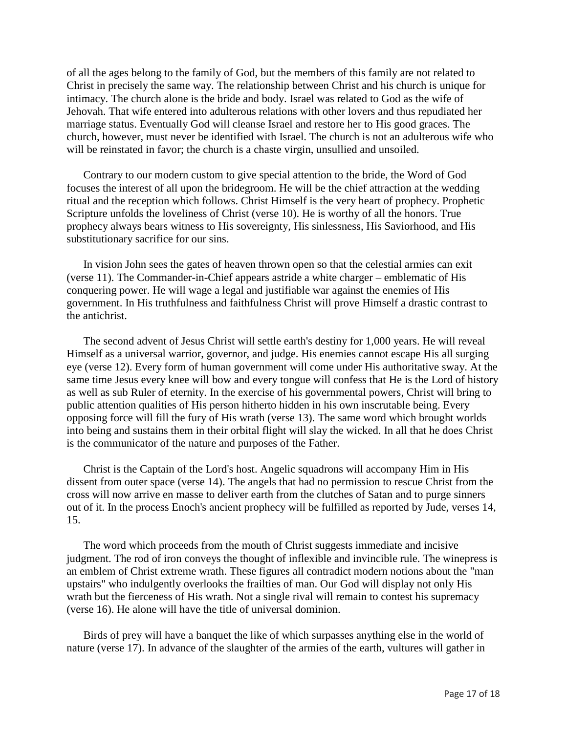of all the ages belong to the family of God, but the members of this family are not related to Christ in precisely the same way. The relationship between Christ and his church is unique for intimacy. The church alone is the bride and body. Israel was related to God as the wife of Jehovah. That wife entered into adulterous relations with other lovers and thus repudiated her marriage status. Eventually God will cleanse Israel and restore her to His good graces. The church, however, must never be identified with Israel. The church is not an adulterous wife who will be reinstated in favor; the church is a chaste virgin, unsullied and unsoiled.

Contrary to our modern custom to give special attention to the bride, the Word of God focuses the interest of all upon the bridegroom. He will be the chief attraction at the wedding ritual and the reception which follows. Christ Himself is the very heart of prophecy. Prophetic Scripture unfolds the loveliness of Christ (verse 10). He is worthy of all the honors. True prophecy always bears witness to His sovereignty, His sinlessness, His Saviorhood, and His substitutionary sacrifice for our sins.

In vision John sees the gates of heaven thrown open so that the celestial armies can exit (verse 11). The Commander-in-Chief appears astride a white charger – emblematic of His conquering power. He will wage a legal and justifiable war against the enemies of His government. In His truthfulness and faithfulness Christ will prove Himself a drastic contrast to the antichrist.

The second advent of Jesus Christ will settle earth's destiny for 1,000 years. He will reveal Himself as a universal warrior, governor, and judge. His enemies cannot escape His all surging eye (verse 12). Every form of human government will come under His authoritative sway. At the same time Jesus every knee will bow and every tongue will confess that He is the Lord of history as well as sub Ruler of eternity. In the exercise of his governmental powers, Christ will bring to public attention qualities of His person hitherto hidden in his own inscrutable being. Every opposing force will fill the fury of His wrath (verse 13). The same word which brought worlds into being and sustains them in their orbital flight will slay the wicked. In all that he does Christ is the communicator of the nature and purposes of the Father.

Christ is the Captain of the Lord's host. Angelic squadrons will accompany Him in His dissent from outer space (verse 14). The angels that had no permission to rescue Christ from the cross will now arrive en masse to deliver earth from the clutches of Satan and to purge sinners out of it. In the process Enoch's ancient prophecy will be fulfilled as reported by Jude, verses 14, 15.

The word which proceeds from the mouth of Christ suggests immediate and incisive judgment. The rod of iron conveys the thought of inflexible and invincible rule. The winepress is an emblem of Christ extreme wrath. These figures all contradict modern notions about the "man upstairs" who indulgently overlooks the frailties of man. Our God will display not only His wrath but the fierceness of His wrath. Not a single rival will remain to contest his supremacy (verse 16). He alone will have the title of universal dominion.

Birds of prey will have a banquet the like of which surpasses anything else in the world of nature (verse 17). In advance of the slaughter of the armies of the earth, vultures will gather in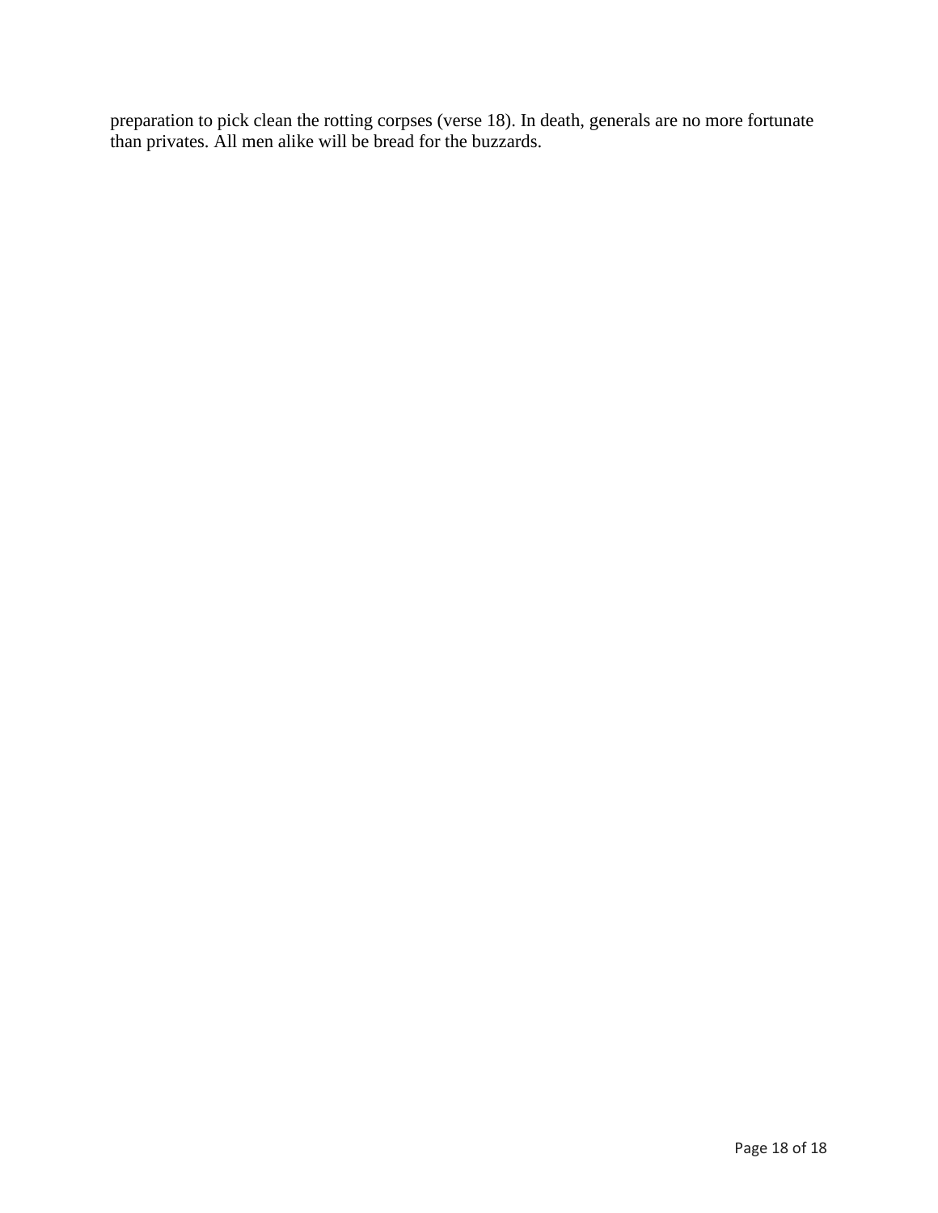preparation to pick clean the rotting corpses (verse 18). In death, generals are no more fortunate than privates. All men alike will be bread for the buzzards.